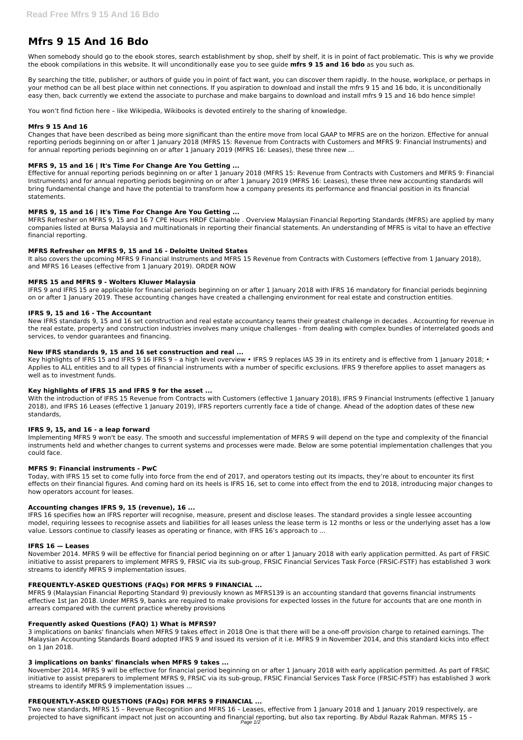# Mfrs 9 15 And 16 Bdo

When somebody should go to the ebook stores, search establishment by shop, shelf by shelf, it is in point of fact problematic. This is why we provide the ebook compilations in this website. It will unconditionally ease you to see guide **mfrs 9 15 and 16 bdo** as you such as.

By searching the title, publisher, or authors of guide you in point of fact want, you can discover them rapidly. In the house, workplace, or perhaps in your method can be all best place within net connections. If you aspiration to download and install the mfrs 9 15 and 16 bdo, it is unconditionally easy then, back currently we extend the associate to purchase and make bargains to download and install mfrs 9 15 and 16 bdo hence simple!

You won't find fiction here – like Wikipedia, Wikibooks is devoted entirely to the sharing of knowledge.

### Mfrs 9 15 And 16

Changes that have been described as being more significant than the entire move from local GAAP to MFRS are on the horizon. Effective for annual reporting periods beginning on or after 1 January 2018 (MFRS 15: Revenue from Contracts with Customers and MFRS 9: Financial Instruments) and for annual reporting periods beginning on or after 1 January 2019 (MFRS 16: Leases), these three new ...

### MFRS 9, 15 and 16 | It's Time For Change Are You Getting ...

Effective for annual reporting periods beginning on or after 1 January 2018 (MFRS 15: Revenue from Contracts with Customers and MFRS 9: Financial Instruments) and for annual reporting periods beginning on or after 1 January 2019 (MFRS 16: Leases), these three new accounting standards will bring fundamental change and have the potential to transform how a company presents its performance and financial position in its financial statements.

### MFRS 9, 15 and 16 | It's Time For Change Are You Getting ...

MFRS Refresher on MFRS 9, 15 and 16 7 CPE Hours HRDF Claimable . Overview Malaysian Financial Reporting Standards (MFRS) are applied by many companies listed at Bursa Malaysia and multinationals in reporting their financial statements. An understanding of MFRS is vital to have an effective financial reporting.

### MFRS Refresher on MFRS 9, 15 and 16 - Deloitte United States

It also covers the upcoming MFRS 9 Financial Instruments and MFRS 15 Revenue from Contracts with Customers (effective from 1 January 2018), and MFRS 16 Leases (effective from 1 January 2019). ORDER NOW

### MFRS 15 and MFRS 9 - Wolters Kluwer Malaysia

IFRS 9 and IFRS 15 are applicable for financial periods beginning on or after 1 January 2018 with IFRS 16 mandatory for financial periods beginning on or after 1 January 2019. These accounting changes have created a challenging environment for real estate and construction entities.

### IFRS 9, 15 and 16 - The Accountant

New IFRS standards 9, 15 and 16 set construction and real estate accountancy teams their greatest challenge in decades . Accounting for revenue in the real estate, property and construction industries involves many unique challenges - from dealing with complex bundles of interrelated goods and services, to vendor guarantees and financing.

### New IFRS standards 9, 15 and 16 set construction and real ...

Key highlights of IFRS 15 and IFRS 9 16 IFRS 9 – a high level overview • IFRS 9 replaces IAS 39 in its entirety and is effective from 1 January 2018; • Applies to ALL entities and to all types of financial instruments with a number of specific exclusions. IFRS 9 therefore applies to asset managers as well as to investment funds.

### Key highlights of IFRS 15 and IFRS 9 for the asset ...

With the introduction of IFRS 15 Revenue from Contracts with Customers (effective 1 January 2018), IFRS 9 Financial Instruments (effective 1 January 2018), and IFRS 16 Leases (effective 1 January 2019), IFRS reporters currently face a tide of change. Ahead of the adoption dates of these new standards,

### IFRS 9, 15, and 16 - a leap forward

Implementing MFRS 9 won't be easy. The smooth and successful implementation of MFRS 9 will depend on the type and complexity of the financial instruments held and whether changes to current systems and processes were made. Below are some potential implementation challenges that you could face.

### MFRS 9: Financial instruments - PwC

Today, with IFRS 15 set to come fully into force from the end of 2017, and operators testing out its impacts, they're about to encounter its first effects on their financial figures. And coming hard on its heels is IFRS 16, set to come into effect from the end to 2018, introducing major changes to how operators account for leases.

### Accounting changes IFRS 9, 15 (revenue), 16 ...

IFRS 16 specifies how an IFRS reporter will recognise, measure, present and disclose leases. The standard provides a single lessee accounting model, requiring lessees to recognise assets and liabilities for all leases unless the lease term is 12 months or less or the underlying asset has a low value. Lessors continue to classify leases as operating or finance, with IFRS 16's approach to ...

### IFRS 16 — Leases

November 2014. MFRS 9 will be effective for financial period beginning on or after 1 January 2018 with early application permitted. As part of FRSIC initiative to assist preparers to implement MFRS 9, FRSIC via its sub-group, FRSIC Financial Services Task Force (FRSIC-FSTF) has established 3 work streams to identify MFRS 9 implementation issues.

### FREQUENTLY-ASKED QUESTIONS (FAQs) FOR MFRS 9 FINANCIAL ...

MFRS 9 (Malaysian Financial Reporting Standard 9) previously known as MFRS139 is an accounting standard that governs financial instruments effective 1st Jan 2018. Under MFRS 9, banks are required to make provisions for expected losses in the future for accounts that are one month in arrears compared with the current practice whereby provisions

### Frequently asked Questions (FAQ) 1) What is MFRS9?

3 implications on banks' financials when MFRS 9 takes effect in 2018 One is that there will be a one-off provision charge to retained earnings. The Malaysian Accounting Standards Board adopted IFRS 9 and issued its version of it i.e. MFRS 9 in November 2014, and this standard kicks into effect on 1 Jan 2018.

### 3 implications on banks' financials when MFRS 9 takes ...

November 2014. MFRS 9 will be effective for financial period beginning on or after 1 January 2018 with early application permitted. As part of FRSIC initiative to assist preparers to implement MFRS 9, FRSIC via its sub-group, FRSIC Financial Services Task Force (FRSIC-FSTF) has established 3 work streams to identify MFRS 9 implementation issues ...

### FREQUENTLY-ASKED QUESTIONS (FAQs) FOR MFRS 9 FINANCIAL ...

Two new standards, MFRS 15 – Revenue Recognition and MFRS 16 – Leases, effective from 1 January 2018 and 1 January 2019 respectively, are projected to have significant impact not just on accounting and financial reporting, but also tax reporting. By Abdul Razak Rahman. MFRS 15 –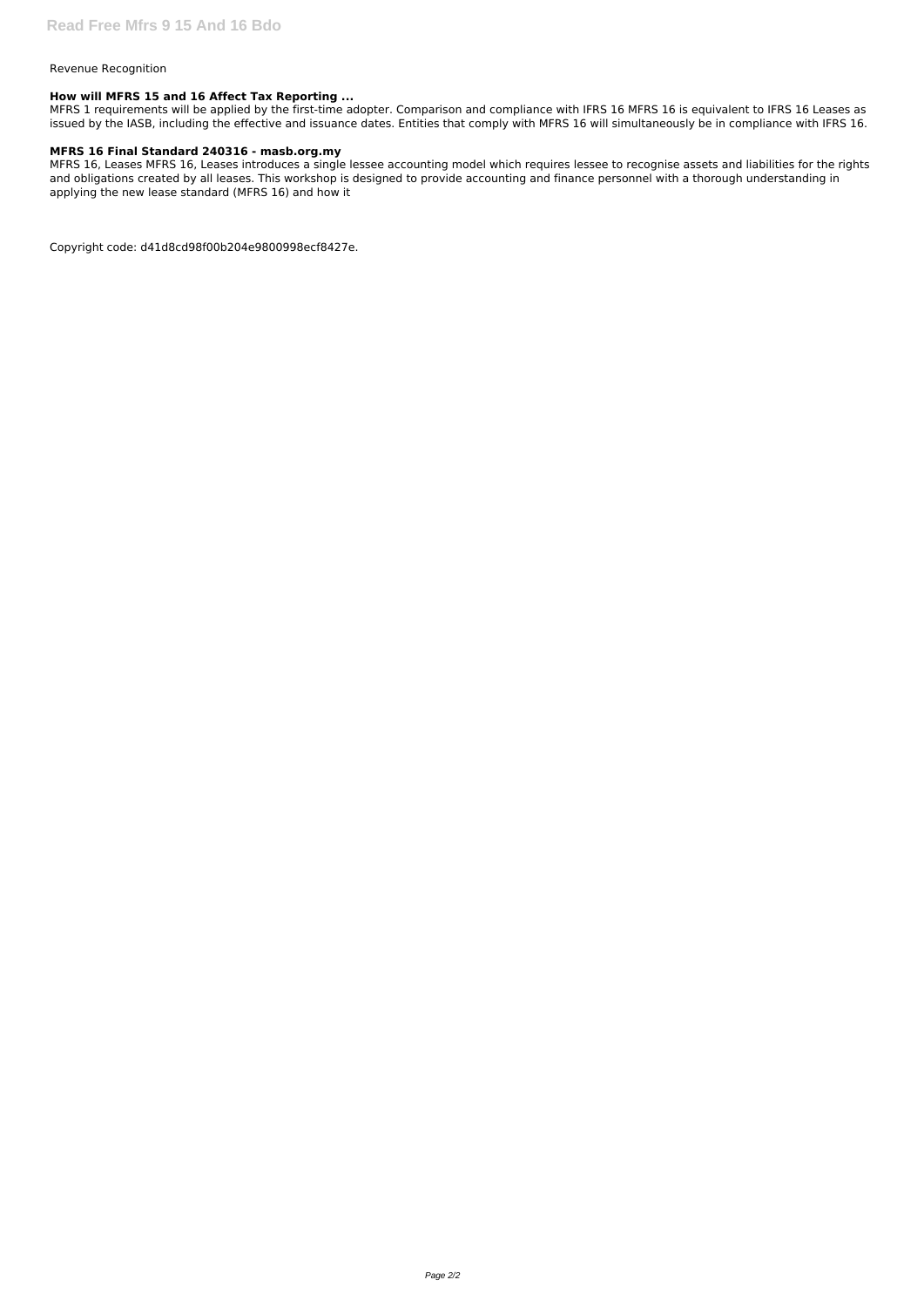Revenue Recognition

### How will MFRS 15 and 16 Affect Tax Reporting ...

MFRS 1 requirements will be applied by the first-time adopter. Comparison and compliance with IFRS 16 MFRS 16 is equivalent to IFRS 16 Leases as issued by the IASB, including the effective and issuance dates. Entities that comply with MFRS 16 will simultaneously be in compliance with IFRS 16.

### MFRS 16 Final Standard 240316 - masb.org.my

MFRS 16, Leases MFRS 16, Leases introduces a single lessee accounting model which requires lessee to recognise assets and liabilities for the rights and obligations created by all leases. This workshop is designed to provide accounting and finance personnel with a thorough understanding in applying the new lease standard (MFRS 16) and how it

Copyright code: d41d8cd98f00b204e9800998ecf8427e.